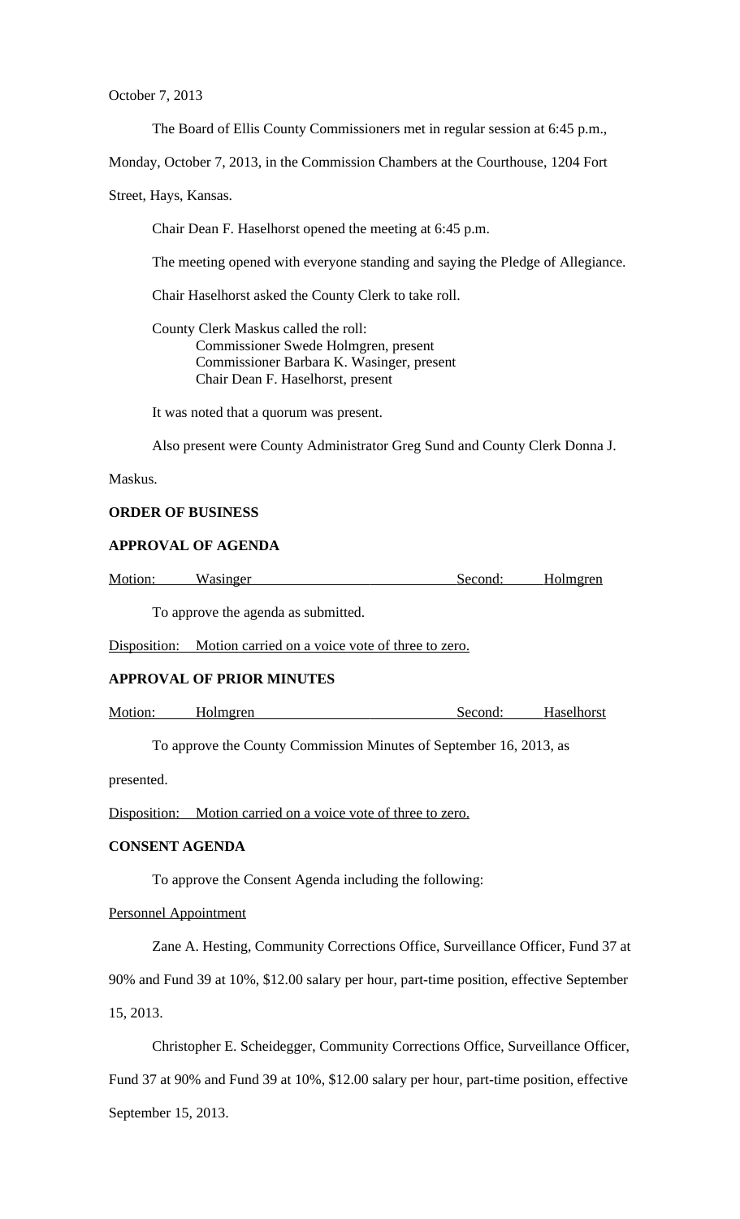October 7, 2013

The Board of Ellis County Commissioners met in regular session at 6:45 p.m., Monday, October 7, 2013, in the Commission Chambers at the Courthouse, 1204 Fort Street, Hays, Kansas.

Chair Dean F. Haselhorst opened the meeting at 6:45 p.m.

The meeting opened with everyone standing and saying the Pledge of Allegiance.

Chair Haselhorst asked the County Clerk to take roll.

County Clerk Maskus called the roll:
Commissioner Swede Holmgren, present
Commissioner Barbara K. Wasinger, present
Chair Dean F. Haselhorst, present

It was noted that a quorum was present.

Also present were County Administrator Greg Sund and County Clerk Donna J. Maskus.

**ORDER OF BUSINESS**

**APPROVAL OF AGENDA**

Motion: Wasinger Second: Holmgren

To approve the agenda as submitted.

Disposition: Motion carried on a voice vote of three to zero.

**APPROVAL OF PRIOR MINUTES**

Motion: Holmgren Second: Haselhorst

To approve the County Commission Minutes of September 16, 2013, as presented.

Disposition: Motion carried on a voice vote of three to zero.

**CONSENT AGENDA**

To approve the Consent Agenda including the following:

Personnel Appointment

Zane A. Hesting, Community Corrections Office, Surveillance Officer, Fund 37 at 90% and Fund 39 at 10%, $12.00 salary per hour, part-time position, effective September 15, 2013.

Christopher E. Scheidegger, Community Corrections Office, Surveillance Officer, Fund 37 at 90% and Fund 39 at 10%, $12.00 salary per hour, part-time position, effective September 15, 2013.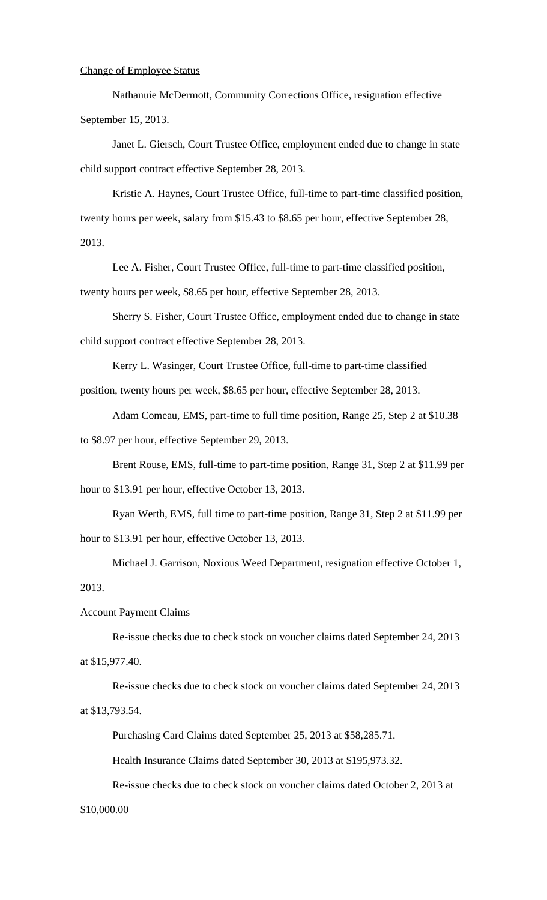Change of Employee Status

Nathanuie McDermott, Community Corrections Office, resignation effective September 15, 2013.

Janet L. Giersch, Court Trustee Office, employment ended due to change in state child support contract effective September 28, 2013.

Kristie A. Haynes, Court Trustee Office, full-time to part-time classified position, twenty hours per week, salary from $15.43 to $8.65 per hour, effective September 28, 2013.

Lee A. Fisher, Court Trustee Office, full-time to part-time classified position, twenty hours per week, $8.65 per hour, effective September 28, 2013.

Sherry S. Fisher, Court Trustee Office, employment ended due to change in state child support contract effective September 28, 2013.

Kerry L. Wasinger, Court Trustee Office, full-time to part-time classified position, twenty hours per week, $8.65 per hour, effective September 28, 2013.

Adam Comeau, EMS, part-time to full time position, Range 25, Step 2 at $10.38 to $8.97 per hour, effective September 29, 2013.

Brent Rouse, EMS, full-time to part-time position, Range 31, Step 2 at $11.99 per hour to $13.91 per hour, effective October 13, 2013.

Ryan Werth, EMS, full time to part-time position, Range 31, Step 2 at $11.99 per hour to $13.91 per hour, effective October 13, 2013.

Michael J. Garrison, Noxious Weed Department, resignation effective October 1, 2013.

Account Payment Claims

Re-issue checks due to check stock on voucher claims dated September 24, 2013 at $15,977.40.

Re-issue checks due to check stock on voucher claims dated September 24, 2013 at $13,793.54.

Purchasing Card Claims dated September 25, 2013 at $58,285.71.

Health Insurance Claims dated September 30, 2013 at $195,973.32.

Re-issue checks due to check stock on voucher claims dated October 2, 2013 at $10,000.00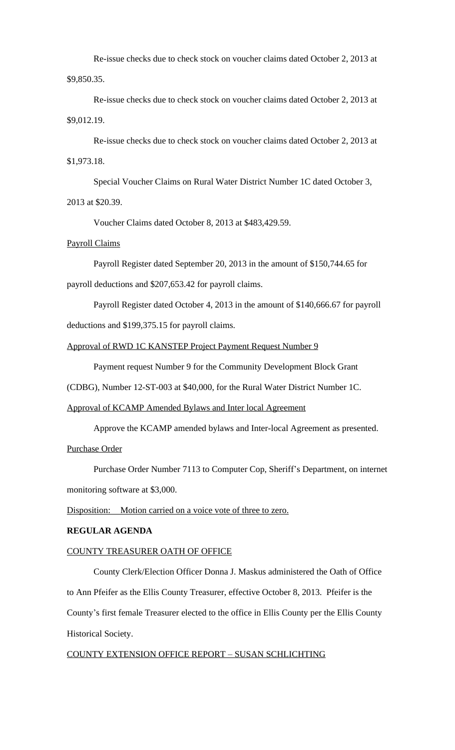Re-issue checks due to check stock on voucher claims dated October 2, 2013 at $9,850.35.

Re-issue checks due to check stock on voucher claims dated October 2, 2013 at $9,012.19.

Re-issue checks due to check stock on voucher claims dated October 2, 2013 at $1,973.18.

Special Voucher Claims on Rural Water District Number 1C dated October 3, 2013 at $20.39.

Voucher Claims dated October 8, 2013 at $483,429.59.

Payroll Claims

Payroll Register dated September 20, 2013 in the amount of $150,744.65 for payroll deductions and $207,653.42 for payroll claims.

Payroll Register dated October 4, 2013 in the amount of $140,666.67 for payroll deductions and $199,375.15 for payroll claims.

Approval of RWD 1C KANSTEP Project Payment Request Number 9

Payment request Number 9 for the Community Development Block Grant (CDBG), Number 12-ST-003 at $40,000, for the Rural Water District Number 1C.

Approval of KCAMP Amended Bylaws and Inter local Agreement

Approve the KCAMP amended bylaws and Inter-local Agreement as presented.

Purchase Order

Purchase Order Number 7113 to Computer Cop, Sheriff's Department, on internet monitoring software at $3,000.

Disposition: Motion carried on a voice vote of three to zero.

**REGULAR AGENDA**

COUNTY TREASURER OATH OF OFFICE

County Clerk/Election Officer Donna J. Maskus administered the Oath of Office to Ann Pfeifer as the Ellis County Treasurer, effective October 8, 2013. Pfeifer is the County's first female Treasurer elected to the office in Ellis County per the Ellis County Historical Society.

COUNTY EXTENSION OFFICE REPORT – SUSAN SCHLICHTING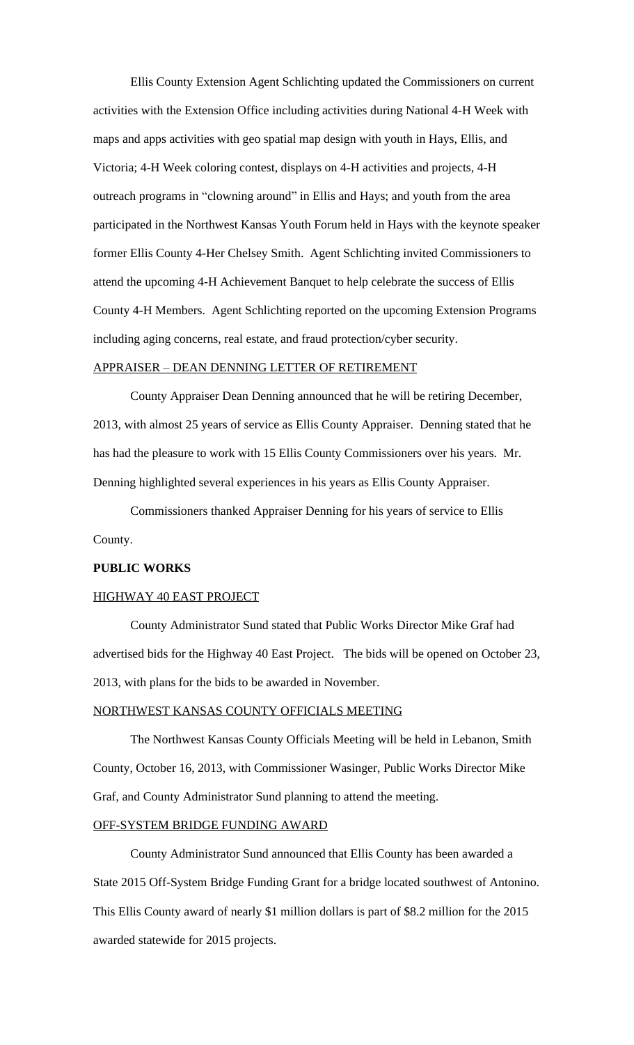Ellis County Extension Agent Schlichting updated the Commissioners on current activities with the Extension Office including activities during National 4-H Week with maps and apps activities with geo spatial map design with youth in Hays, Ellis, and Victoria; 4-H Week coloring contest, displays on 4-H activities and projects, 4-H outreach programs in "clowning around" in Ellis and Hays; and youth from the area participated in the Northwest Kansas Youth Forum held in Hays with the keynote speaker former Ellis County 4-Her Chelsey Smith. Agent Schlichting invited Commissioners to attend the upcoming 4-H Achievement Banquet to help celebrate the success of Ellis County 4-H Members. Agent Schlichting reported on the upcoming Extension Programs including aging concerns, real estate, and fraud protection/cyber security.

APPRAISER – DEAN DENNING LETTER OF RETIREMENT

County Appraiser Dean Denning announced that he will be retiring December, 2013, with almost 25 years of service as Ellis County Appraiser. Denning stated that he has had the pleasure to work with 15 Ellis County Commissioners over his years. Mr. Denning highlighted several experiences in his years as Ellis County Appraiser.

Commissioners thanked Appraiser Denning for his years of service to Ellis County.

**PUBLIC WORKS**

HIGHWAY 40 EAST PROJECT

County Administrator Sund stated that Public Works Director Mike Graf had advertised bids for the Highway 40 East Project. The bids will be opened on October 23, 2013, with plans for the bids to be awarded in November.

NORTHWEST KANSAS COUNTY OFFICIALS MEETING

The Northwest Kansas County Officials Meeting will be held in Lebanon, Smith County, October 16, 2013, with Commissioner Wasinger, Public Works Director Mike Graf, and County Administrator Sund planning to attend the meeting.

OFF-SYSTEM BRIDGE FUNDING AWARD

County Administrator Sund announced that Ellis County has been awarded a State 2015 Off-System Bridge Funding Grant for a bridge located southwest of Antonino. This Ellis County award of nearly $1 million dollars is part of $8.2 million for the 2015 awarded statewide for 2015 projects.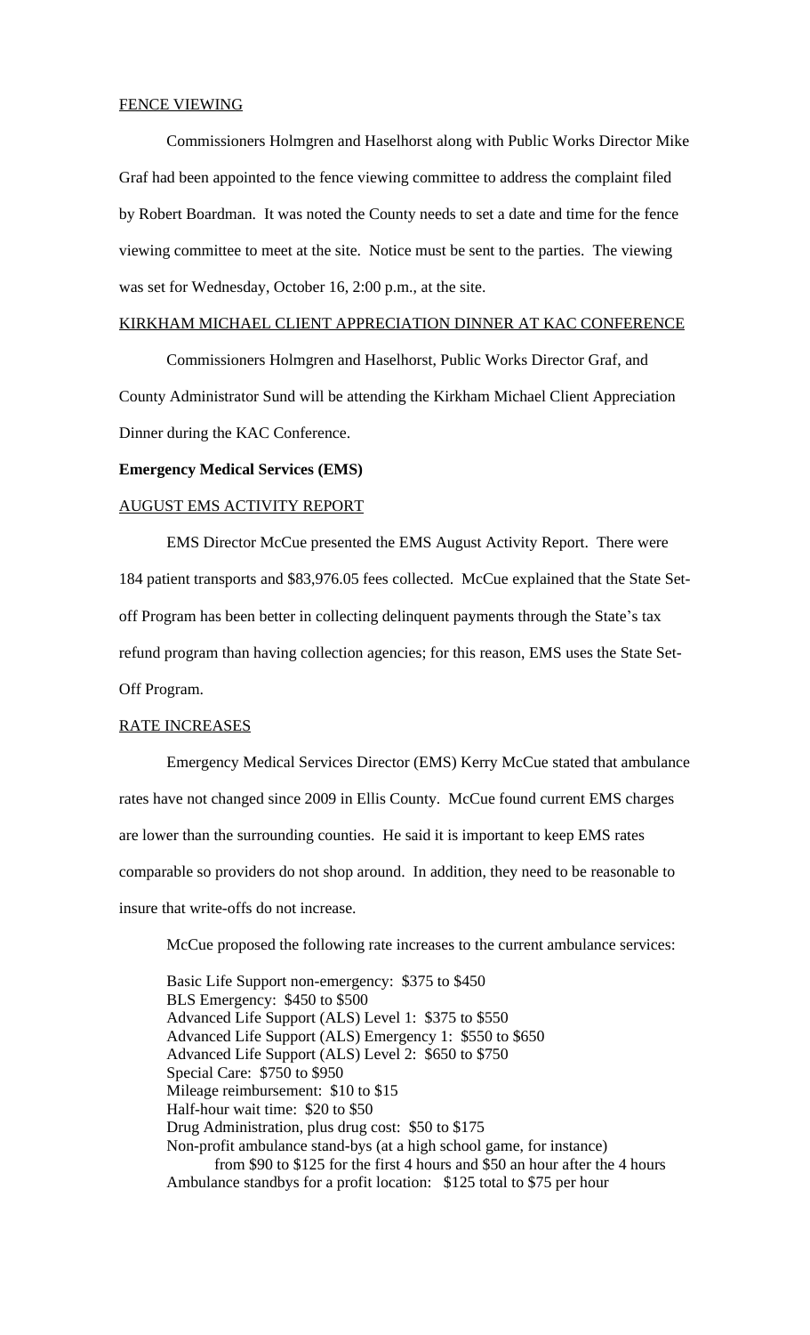FENCE VIEWING

Commissioners Holmgren and Haselhorst along with Public Works Director Mike Graf had been appointed to the fence viewing committee to address the complaint filed by Robert Boardman. It was noted the County needs to set a date and time for the fence viewing committee to meet at the site. Notice must be sent to the parties. The viewing was set for Wednesday, October 16, 2:00 p.m., at the site.

KIRKHAM MICHAEL CLIENT APPRECIATION DINNER AT KAC CONFERENCE

Commissioners Holmgren and Haselhorst, Public Works Director Graf, and County Administrator Sund will be attending the Kirkham Michael Client Appreciation Dinner during the KAC Conference.

**Emergency Medical Services (EMS)**

AUGUST EMS ACTIVITY REPORT

EMS Director McCue presented the EMS August Activity Report. There were 184 patient transports and $83,976.05 fees collected. McCue explained that the State Set-off Program has been better in collecting delinquent payments through the State's tax refund program than having collection agencies; for this reason, EMS uses the State Set-Off Program.

RATE INCREASES

Emergency Medical Services Director (EMS) Kerry McCue stated that ambulance rates have not changed since 2009 in Ellis County. McCue found current EMS charges are lower than the surrounding counties. He said it is important to keep EMS rates comparable so providers do not shop around. In addition, they need to be reasonable to insure that write-offs do not increase.

McCue proposed the following rate increases to the current ambulance services:

Basic Life Support non-emergency: $375 to $450
BLS Emergency: $450 to $500
Advanced Life Support (ALS) Level 1: $375 to $550
Advanced Life Support (ALS) Emergency 1: $550 to $650
Advanced Life Support (ALS) Level 2: $650 to $750
Special Care: $750 to $950
Mileage reimbursement: $10 to $15
Half-hour wait time: $20 to $50
Drug Administration, plus drug cost: $50 to $175
Non-profit ambulance stand-bys (at a high school game, for instance)
from $90 to $125 for the first 4 hours and $50 an hour after the 4 hours
Ambulance standbys for a profit location: $125 total to $75 per hour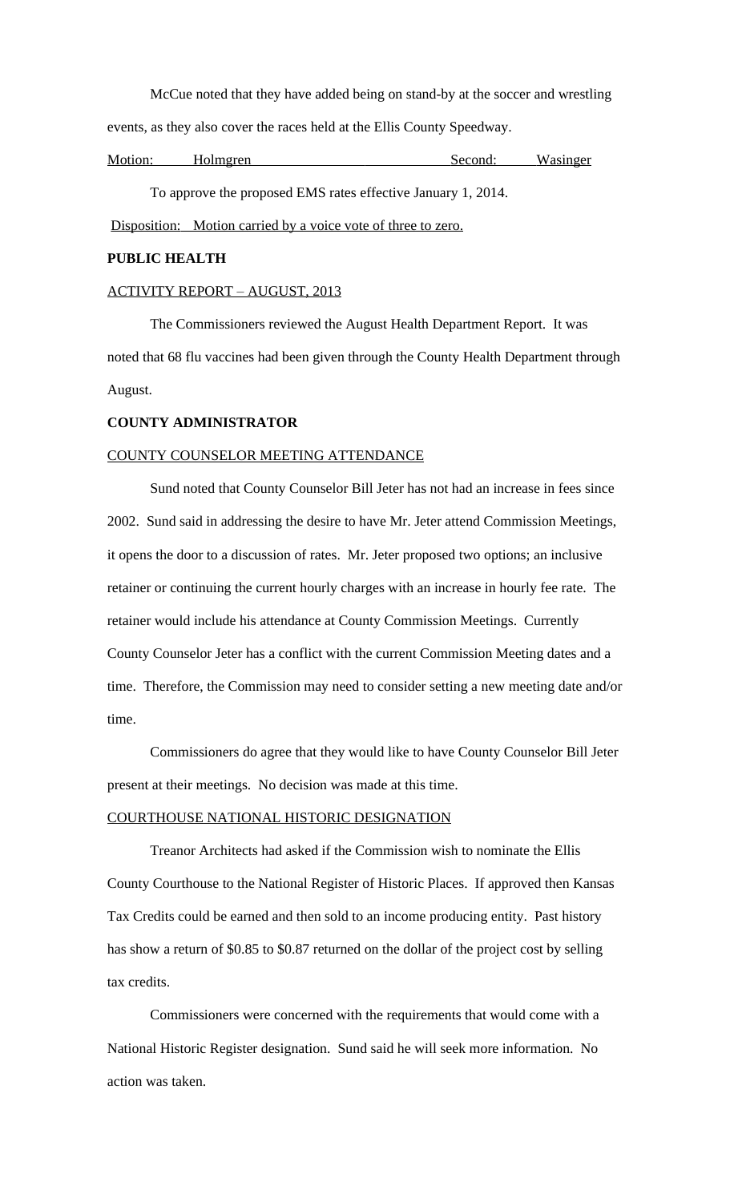McCue noted that they have added being on stand-by at the soccer and wrestling events, as they also cover the races held at the Ellis County Speedway.

Motion: Holmgren Second: Wasinger

To approve the proposed EMS rates effective January 1, 2014.

Disposition: Motion carried by a voice vote of three to zero.

**PUBLIC HEALTH**

ACTIVITY REPORT – AUGUST, 2013

The Commissioners reviewed the August Health Department Report. It was noted that 68 flu vaccines had been given through the County Health Department through August.

**COUNTY ADMINISTRATOR**

COUNTY COUNSELOR MEETING ATTENDANCE

Sund noted that County Counselor Bill Jeter has not had an increase in fees since 2002. Sund said in addressing the desire to have Mr. Jeter attend Commission Meetings, it opens the door to a discussion of rates. Mr. Jeter proposed two options; an inclusive retainer or continuing the current hourly charges with an increase in hourly fee rate. The retainer would include his attendance at County Commission Meetings. Currently County Counselor Jeter has a conflict with the current Commission Meeting dates and a time. Therefore, the Commission may need to consider setting a new meeting date and/or time.

Commissioners do agree that they would like to have County Counselor Bill Jeter present at their meetings. No decision was made at this time.

COURTHOUSE NATIONAL HISTORIC DESIGNATION

Treanor Architects had asked if the Commission wish to nominate the Ellis County Courthouse to the National Register of Historic Places. If approved then Kansas Tax Credits could be earned and then sold to an income producing entity. Past history has show a return of $0.85 to $0.87 returned on the dollar of the project cost by selling tax credits.

Commissioners were concerned with the requirements that would come with a National Historic Register designation. Sund said he will seek more information. No action was taken.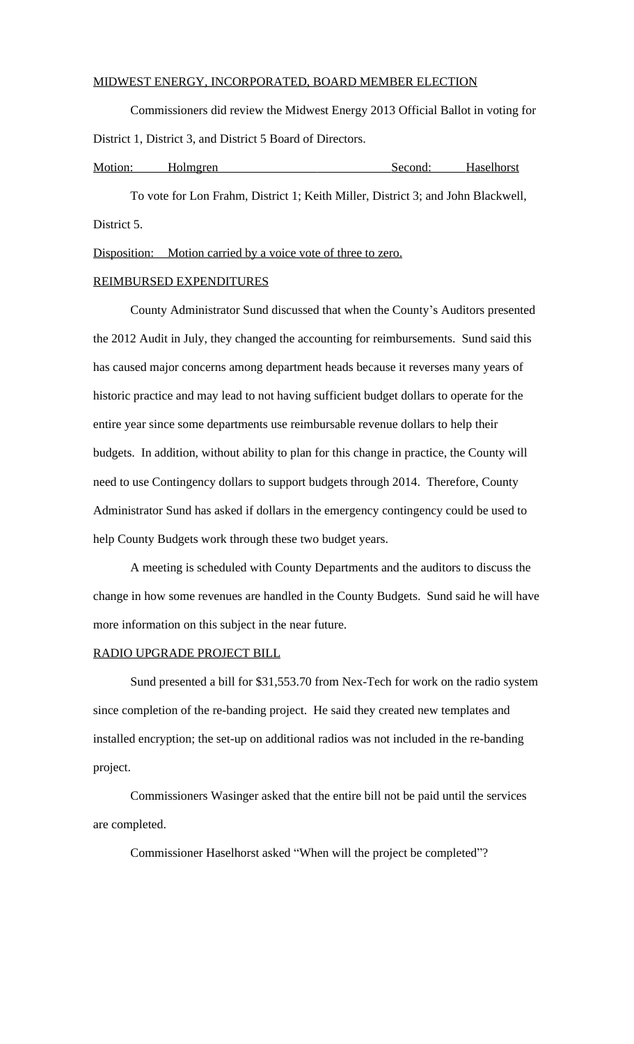MIDWEST ENERGY, INCORPORATED, BOARD MEMBER ELECTION

Commissioners did review the Midwest Energy 2013 Official Ballot in voting for District 1, District 3, and District 5 Board of Directors.

Motion: Holmgren Second: Haselhorst

To vote for Lon Frahm, District 1; Keith Miller, District 3; and John Blackwell, District 5.

Disposition: Motion carried by a voice vote of three to zero.

REIMBURSED EXPENDITURES

County Administrator Sund discussed that when the County's Auditors presented the 2012 Audit in July, they changed the accounting for reimbursements. Sund said this has caused major concerns among department heads because it reverses many years of historic practice and may lead to not having sufficient budget dollars to operate for the entire year since some departments use reimbursable revenue dollars to help their budgets. In addition, without ability to plan for this change in practice, the County will need to use Contingency dollars to support budgets through 2014. Therefore, County Administrator Sund has asked if dollars in the emergency contingency could be used to help County Budgets work through these two budget years.

A meeting is scheduled with County Departments and the auditors to discuss the change in how some revenues are handled in the County Budgets. Sund said he will have more information on this subject in the near future.

RADIO UPGRADE PROJECT BILL

Sund presented a bill for $31,553.70 from Nex-Tech for work on the radio system since completion of the re-banding project. He said they created new templates and installed encryption; the set-up on additional radios was not included in the re-banding project.

Commissioners Wasinger asked that the entire bill not be paid until the services are completed.

Commissioner Haselhorst asked "When will the project be completed"?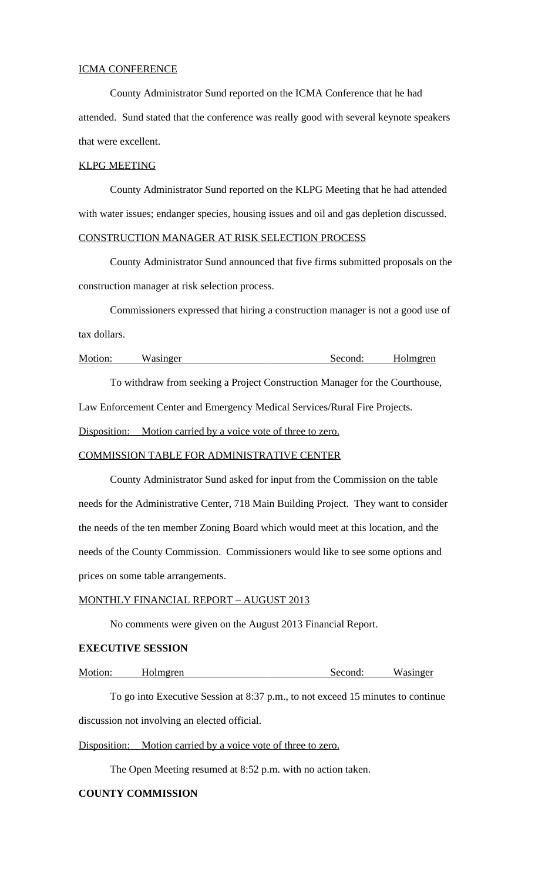ICMA CONFERENCE

County Administrator Sund reported on the ICMA Conference that he had attended. Sund stated that the conference was really good with several keynote speakers that were excellent.

KLPG MEETING

County Administrator Sund reported on the KLPG Meeting that he had attended with water issues; endanger species, housing issues and oil and gas depletion discussed.

CONSTRUCTION MANAGER AT RISK SELECTION PROCESS

County Administrator Sund announced that five firms submitted proposals on the construction manager at risk selection process.

Commissioners expressed that hiring a construction manager is not a good use of tax dollars.

Motion: Wasinger Second: Holmgren

To withdraw from seeking a Project Construction Manager for the Courthouse, Law Enforcement Center and Emergency Medical Services/Rural Fire Projects.

Disposition: Motion carried by a voice vote of three to zero.

COMMISSION TABLE FOR ADMINISTRATIVE CENTER

County Administrator Sund asked for input from the Commission on the table needs for the Administrative Center, 718 Main Building Project. They want to consider the needs of the ten member Zoning Board which would meet at this location, and the needs of the County Commission. Commissioners would like to see some options and prices on some table arrangements.

MONTHLY FINANCIAL REPORT – AUGUST 2013

No comments were given on the August 2013 Financial Report.

**EXECUTIVE SESSION**

Motion: Holmgren Second: Wasinger

To go into Executive Session at 8:37 p.m., to not exceed 15 minutes to continue discussion not involving an elected official.

Disposition: Motion carried by a voice vote of three to zero.

The Open Meeting resumed at 8:52 p.m. with no action taken.

**COUNTY COMMISSION**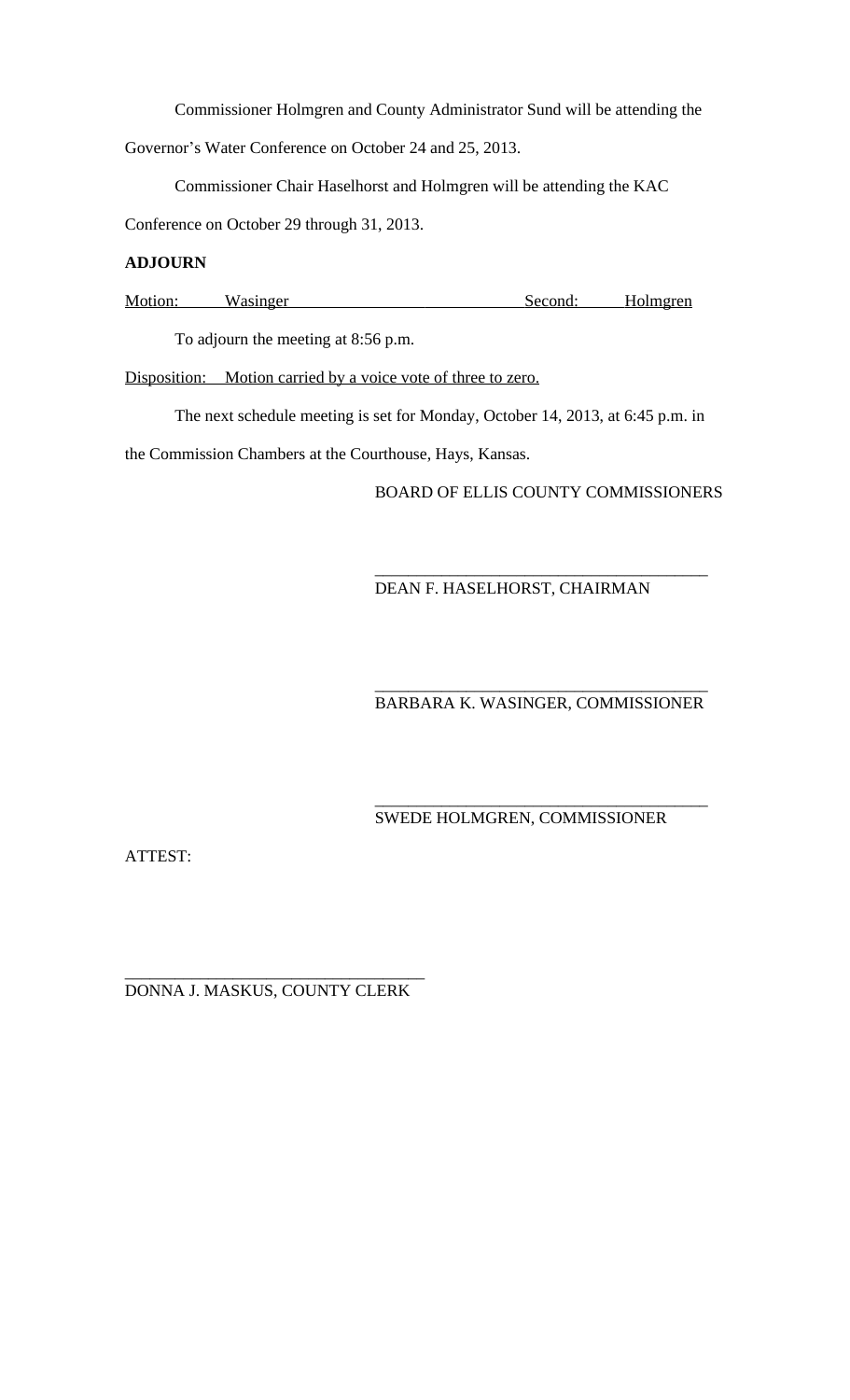Commissioner Holmgren and County Administrator Sund will be attending the Governor's Water Conference on October 24 and 25, 2013.

Commissioner Chair Haselhorst and Holmgren will be attending the KAC Conference on October 29 through 31, 2013.

**ADJOURN**

Motion: Wasinger Second: Holmgren

To adjourn the meeting at 8:56 p.m.

Disposition: Motion carried by a voice vote of three to zero.

The next schedule meeting is set for Monday, October 14, 2013, at 6:45 p.m. in the Commission Chambers at the Courthouse, Hays, Kansas.

BOARD OF ELLIS COUNTY COMMISSIONERS

\_\_\_\_\_\_\_\_\_\_\_\_\_\_\_\_\_\_\_\_\_\_\_\_\_\_\_\_\_\_\_\_\_\_\_\_\_\_\_\_

DEAN F. HASELHORST, CHAIRMAN

\_\_\_\_\_\_\_\_\_\_\_\_\_\_\_\_\_\_\_\_\_\_\_\_\_\_\_\_\_\_\_\_\_\_\_\_\_\_\_\_

BARBARA K. WASINGER, COMMISSIONER

\_\_\_\_\_\_\_\_\_\_\_\_\_\_\_\_\_\_\_\_\_\_\_\_\_\_\_\_\_\_\_\_\_\_\_\_\_\_\_\_

SWEDE HOLMGREN, COMMISSIONER

ATTEST:

\_\_\_\_\_\_\_\_\_\_\_\_\_\_\_\_\_\_\_\_\_\_\_\_\_\_\_\_\_\_\_\_\_\_\_\_\_\_

DONNA J. MASKUS, COUNTY CLERK